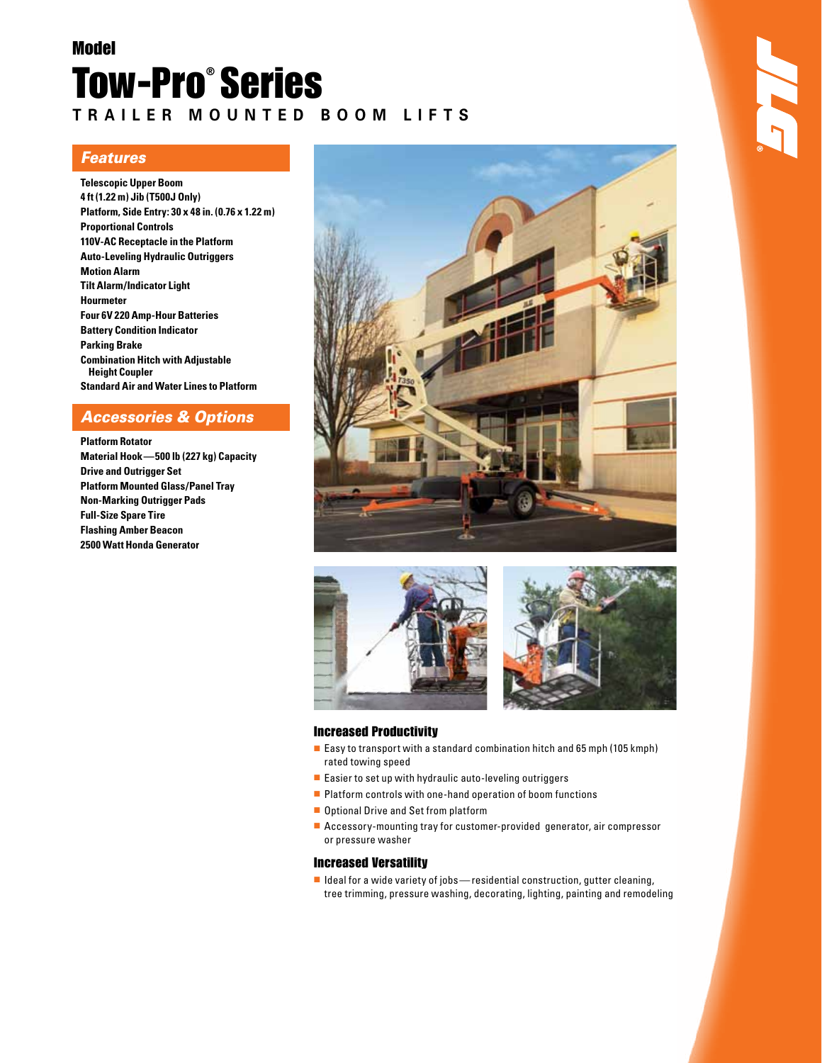Model

# Tow-Pro® Series

**TRAILER MOUNTED BOOM LIFTS**

## Features

- Telescopic Upper Boom
- 4 ft (1.22 m) Jib (T500J Only)
- Platform, Side Entry: 30 x 48 in. (0.76 x 1.22 m)
- Proportional Controls
- 110V-AC Receptacle in the Platform
- Auto-Leveling Hydraulic Outriggers
- Motion Alarm
- Tilt Alarm/Indicator Light
- Hourmeter
- Four 6V 220 Amp-Hour Batteries
- Battery Condition Indicator
- Parking Brake
- Combination Hitch with Adjustable Height Coupler
- Standard Air and Water Lines to Platform

## Accessories & Options

- Platform Rotator
- Material Hook—500 lb (227 kg) Capacity
- Drive and Outrigger Set
- Platform Mounted Glass/Panel Tray
- Non-Marking Outrigger Pads
- Full-Size Spare Tire
- Flashing Amber Beacon
- 2500 Watt Honda Generator

### Increased Productivity

- Easy to transport with a standard combination hitch and 65 mph (105 kmph) rated towing speed
- Easier to set up with hydraulic auto-leveling outriggers
- Platform controls with one-hand operation of boom functions
- Optional Drive and Set from platform
- Accessory-mounting tray for customer-provided generator, air compressor or pressure washer

### Increased Versatility

- Ideal for a wide variety of jobs—residential construction, gutter cleaning, tree trimming, pressure washing, decorating, lighting, painting and remodeling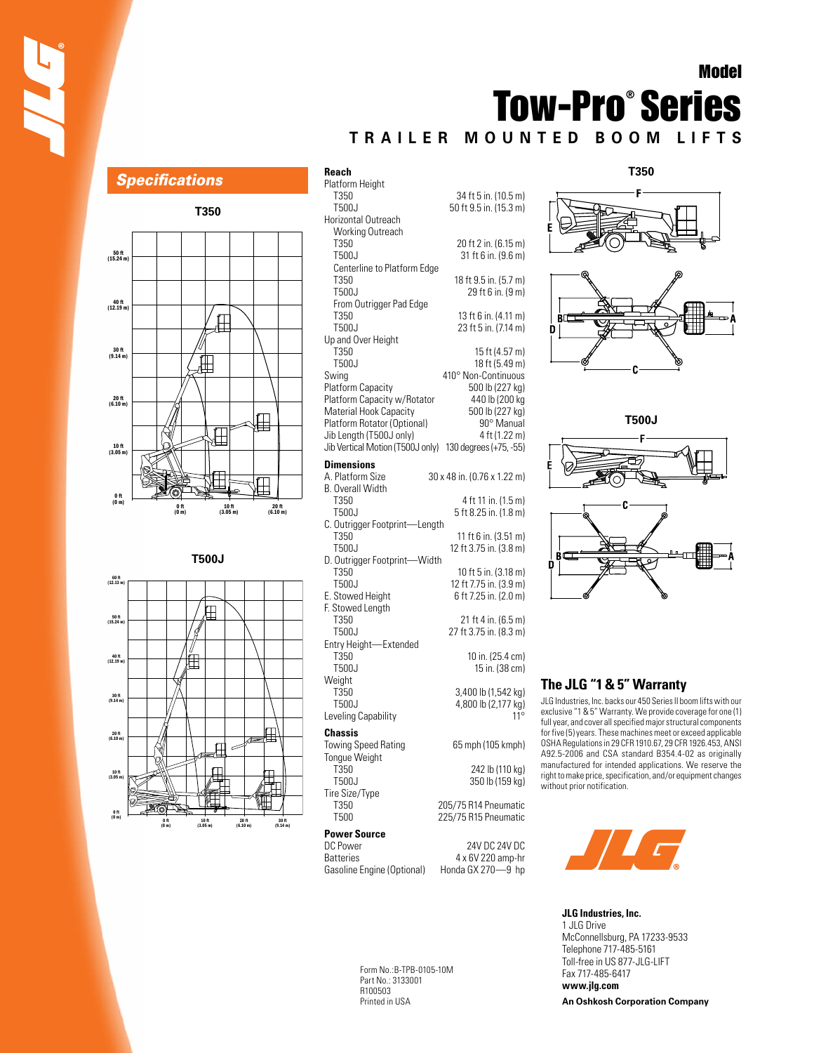# Model

# Tow-Pro® Series

## TRAILER MOUNTED BOOM LIFTS

## Specifications

**T350**

50 ft (15.24 m)
40 ft (12.19 m)
30 ft (9.14 m)
20 ft (6.10 m)
10 ft (3.05 m)
0 ft (0 m)
0 ft (0 m)
10 ft (3.05 m)
20 ft (6.10 m)

**T500J**

60 ft (12.13 m)
50 ft (15.24 m)
40 ft (12.19 m)
30 ft (9.14 m)
20 ft (6.10 m)
10 ft (3.05 m)
0 ft (0 m)
0 ft (0 m)
10 ft (3.05 m)
20 ft (6.10 m)
30 ft (9.14 m)

### Reach

| | |
|---|---|
| Platform Height | |
| T350 | 34 ft 5 in. (10.5 m) |
| T500J | 50 ft 9.5 in. (15.3 m) |
| Horizontal Outreach | |
| Working Outreach | |
| T350 | 20 ft 2 in. (6.15 m) |
| T500J | 31 ft 6 in. (9.6 m) |
| Centerline to Platform Edge | |
| T350 | 18 ft 9.5 in. (5.7 m) |
| T500J | 29 ft 6 in. (9 m) |
| From Outrigger Pad Edge | |
| T350 | 13 ft 6 in. (4.11 m) |
| T500J | 23 ft 5 in. (7.14 m) |
| Up and Over Height | |
| T350 | 15 ft (4.57 m) |
| T500J | 18 ft (5.49 m) |
| Swing | 410° Non-Continuous |
| Platform Capacity | 500 lb (227 kg) |
| Platform Capacity w/Rotator | 440 lb (200 kg |
| Material Hook Capacity | 500 lb (227 kg) |
| Platform Rotator (Optional) | 90° Manual |
| Jib Length (T500J only) | 4 ft (1.22 m) |
| Jib Vertical Motion (T500J only) | 130 degrees (+75, -55) |

### Dimensions

| | |
|---|---|
| A. Platform Size | 30 x 48 in. (0.76 x 1.22 m) |
| B. Overall Width | |
| T350 | 4 ft 11 in. (1.5 m) |
| T500J | 5 ft 8.25 in. (1.8 m) |
| C. Outrigger Footprint—Length | |
| T350 | 11 ft 6 in. (3.51 m) |
| T500J | 12 ft 3.75 in. (3.8 m) |
| D. Outrigger Footprint—Width | |
| T350 | 10 ft 5 in. (3.18 m) |
| T500J | 12 ft 7.75 in. (3.9 m) |
| E. Stowed Height | 6 ft 7.25 in. (2.0 m) |
| F. Stowed Length | |
| T350 | 21 ft 4 in. (6.5 m) |
| T500J | 27 ft 3.75 in. (8.3 m) |
| Entry Height—Extended | |
| T350 | 10 in. (25.4 cm) |
| T500J | 15 in. (38 cm) |
| Weight | |
| T350 | 3,400 lb (1,542 kg) |
| T500J | 4,800 lb (2,177 kg) |
| Leveling Capability | 11° |

### Chassis

| | |
|---|---|
| Towing Speed Rating | 65 mph (105 kmph) |
| Tongue Weight | |
| T350 | 242 lb (110 kg) |
| T500J | 350 lb (159 kg) |
| Tire Size/Type | |
| T350 | 205/75 R14 Pneumatic |
| T500 | 225/75 R15 Pneumatic |

### Power Source

| | |
|---|---|
| DC Power | 24V DC 24V DC |
| Batteries | 4 x 6V 220 amp-hr |
| Gasoline Engine (Optional) | Honda GX 270—9 hp |

**T350**

**T500J**

## The JLG "1 & 5" Warranty

JLG Industries, Inc. backs our 450 Series II boom lifts with our exclusive "1 & 5" Warranty. We provide coverage for one (1) full year, and cover all specified major structural components for five (5) years. These machines meet or exceed applicable OSHA Regulations in 29 CFR 1910.67, 29 CFR 1926.453, ANSI A92.5-2006 and CSA standard B354.4-02 as originally manufactured for intended applications. We reserve the right to make price, specification, and/or equipment changes without prior notification.

Form No.:B-TPB-0105-10M
Part No.: 3133001
R100503
Printed in USA

**JLG Industries, Inc.**
1 JLG Drive
McConnellsburg, PA 17233-9533
Telephone 717-485-5161
Toll-free in US 877-JLG-LIFT
Fax 717-485-6417
**www.jlg.com**
**An Oshkosh Corporation Company**